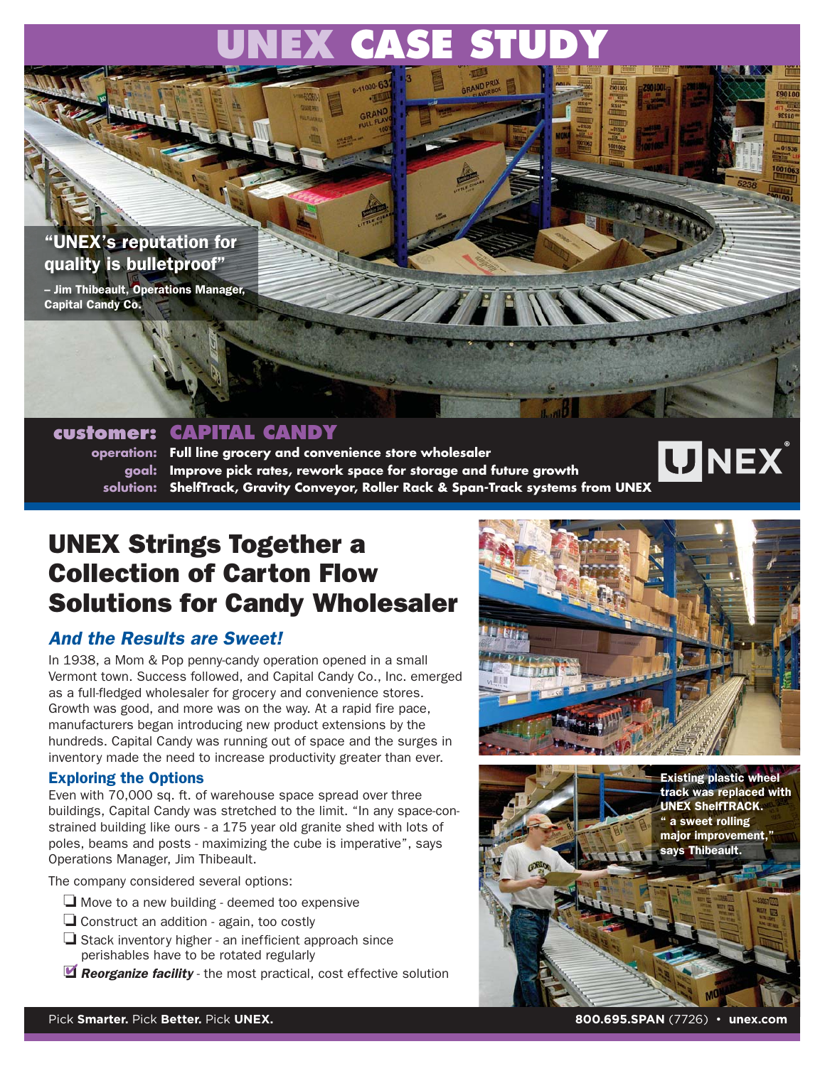# UNEX CASE STUDY

**"UNEX's reputation for quality is bulletproof"**

**– Jim Thibeault, Operations Manager, Capital Candy Co.**

**customer: CAPITAL CANDY**

**operation:** Full line grocery and convenience store wholesaler

**goal:** Improve pick rates, rework space for storage and future growth

**solution:** ShelfTrack, Gravity Conveyor, Roller Rack & Span-Track systems from UNEX

# UNEX Strings Together a Collection of Carton Flow Solutions for Candy Wholesaler

## *And the Results are Sweet!*

In 1938, a Mom & Pop penny-candy operation opened in a small Vermont town. Success followed, and Capital Candy Co., Inc. emerged as a full-fledged wholesaler for grocery and convenience stores. Growth was good, and more was on the way. At a rapid fire pace, manufacturers began introducing new product extensions by the hundreds. Capital Candy was running out of space and the surges in inventory made the need to increase productivity greater than ever.

### Exploring the Options

Even with 70,000 sq. ft. of warehouse space spread over three buildings, Capital Candy was stretched to the limit. "In any space-constrained building like ours - a 175 year old granite shed with lots of poles, beams and posts - maximizing the cube is imperative", says Operations Manager, Jim Thibeault.

The company considered several options:

- ❑ Move to a new building - deemed too expensive
- ❑ Construct an addition - again, too costly
- ❑ Stack inventory higher - an inefficient approach since perishables have to be rotated regularly
- ☑ ***Reorganize facility*** - the most practical, cost effective solution

**Existing plastic wheel track was replaced with UNEX ShelfTRACK. " a sweet rolling major improvement," says Thibeault.**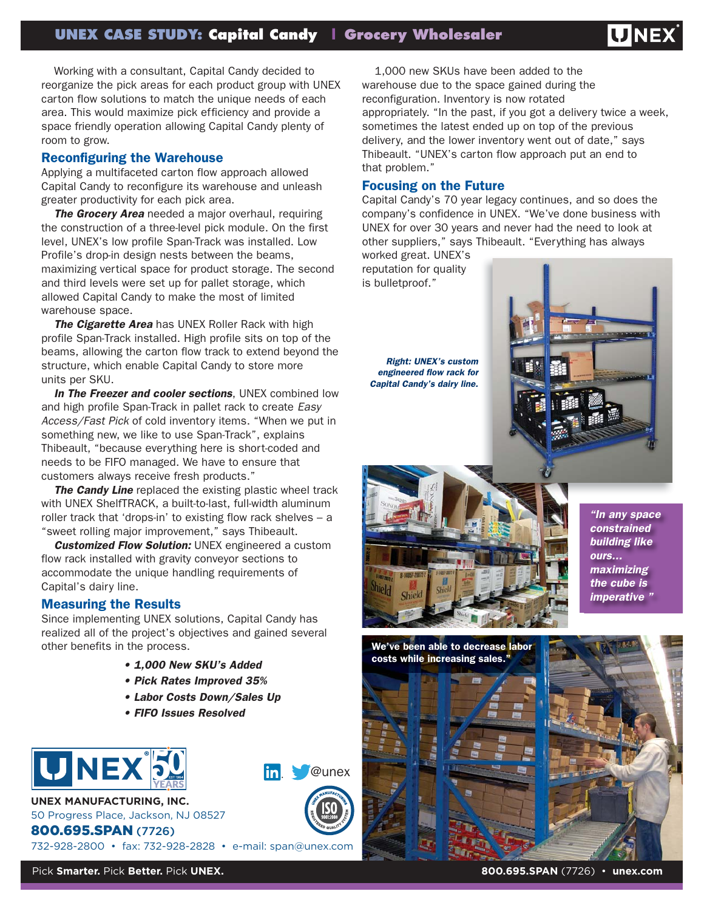Working with a consultant, Capital Candy decided to reorganize the pick areas for each product group with UNEX carton flow solutions to match the unique needs of each area. This would maximize pick efficiency and provide a space friendly operation allowing Capital Candy plenty of room to grow.

## Reconfiguring the Warehouse

Applying a multifaceted carton flow approach allowed Capital Candy to reconfigure its warehouse and unleash greater productivity for each pick area.

***The Grocery Area*** needed a major overhaul, requiring the construction of a three-level pick module. On the first level, UNEX's low profile Span-Track was installed. Low Profile's drop-in design nests between the beams, maximizing vertical space for product storage. The second and third levels were set up for pallet storage, which allowed Capital Candy to make the most of limited warehouse space.

***The Cigarette Area*** has UNEX Roller Rack with high profile Span-Track installed. High profile sits on top of the beams, allowing the carton flow track to extend beyond the structure, which enable Capital Candy to store more units per SKU.

***In The Freezer and cooler sections***, UNEX combined low and high profile Span-Track in pallet rack to create *Easy Access/Fast Pick* of cold inventory items. "When we put in something new, we like to use Span-Track", explains Thibeault, "because everything here is short-coded and needs to be FIFO managed. We have to ensure that customers always receive fresh products."

***The Candy Line*** replaced the existing plastic wheel track with UNEX ShelfTRACK, a built-to-last, full-width aluminum roller track that 'drops-in' to existing flow rack shelves – a "sweet rolling major improvement," says Thibeault.

***Customized Flow Solution:*** UNEX engineered a custom flow rack installed with gravity conveyor sections to accommodate the unique handling requirements of Capital's dairy line.

## Measuring the Results

Since implementing UNEX solutions, Capital Candy has realized all of the project's objectives and gained several other benefits in the process.

- ***1,000 New SKU's Added***
- ***Pick Rates Improved 35%***
- ***Labor Costs Down/Sales Up***
- ***FIFO Issues Resolved***

1,000 new SKUs have been added to the warehouse due to the space gained during the reconfiguration. Inventory is now rotated appropriately. "In the past, if you got a delivery twice a week, sometimes the latest ended up on top of the previous delivery, and the lower inventory went out of date," says Thibeault. "UNEX's carton flow approach put an end to that problem."

## Focusing on the Future

Capital Candy's 70 year legacy continues, and so does the company's confidence in UNEX. "We've done business with UNEX for over 30 years and never had the need to look at other suppliers," says Thibeault. "Everything has always worked great. UNEX's reputation for quality is bulletproof."

***Right: UNEX's custom engineered flow rack for Capital Candy's dairy line.***

***"In any space constrained building like ours... maximizing the cube is imperative "***

**We've been able to decrease labor costs while increasing sales."**

**UNEX MANUFACTURING, INC.**
50 Progress Place, Jackson, NJ 08527
**800.695.SPAN (7726)**
732-928-2800 • fax: 732-928-2828 • e-mail: span@unex.com

@unex